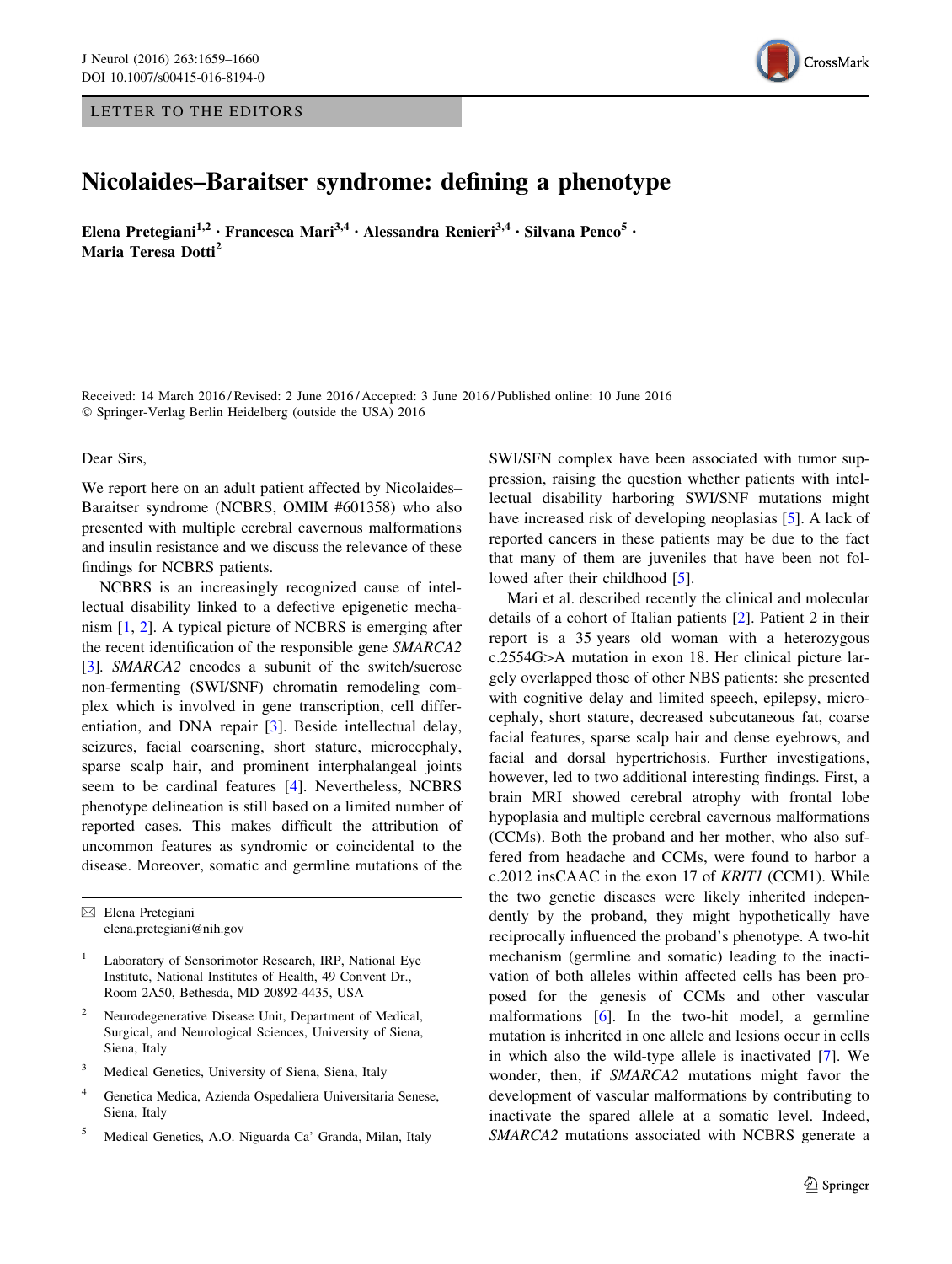LETTER TO THE EDITORS

# Nicolaides–Baraitser syndrome: defining a phenotype

**Elena Pretegiani[1,2] · Francesca Mari[3,4] · Alessandra Renieri[3,4] · Silvana Penco[5] · Maria Teresa Dotti[2]**

Received: 14 March 2016 / Revised: 2 June 2016 / Accepted: 3 June 2016 / Published online: 10 June 2016
© Springer-Verlag Berlin Heidelberg (outside the USA) 2016

Dear Sirs,

We report here on an adult patient affected by Nicolaides–Baraitser syndrome (NCBRS, OMIM #601358) who also presented with multiple cerebral cavernous malformations and insulin resistance and we discuss the relevance of these findings for NCBRS patients.

NCBRS is an increasingly recognized cause of intellectual disability linked to a defective epigenetic mechanism [1, 2]. A typical picture of NCBRS is emerging after the recent identification of the responsible gene *SMARCA2* [3]. *SMARCA2* encodes a subunit of the switch/sucrose non-fermenting (SWI/SNF) chromatin remodeling complex which is involved in gene transcription, cell differentiation, and DNA repair [3]. Beside intellectual delay, seizures, facial coarsening, short stature, microcephaly, sparse scalp hair, and prominent interphalangeal joints seem to be cardinal features [4]. Nevertheless, NCBRS phenotype delineation is still based on a limited number of reported cases. This makes difficult the attribution of uncommon features as syndromic or coincidental to the disease. Moreover, somatic and germline mutations of the SWI/SFN complex have been associated with tumor suppression, raising the question whether patients with intellectual disability harboring SWI/SNF mutations might have increased risk of developing neoplasias [5]. A lack of reported cancers in these patients may be due to the fact that many of them are juveniles that have been not followed after their childhood [5].

Mari et al. described recently the clinical and molecular details of a cohort of Italian patients [2]. Patient 2 in their report is a 35 years old woman with a heterozygous c.2554G>A mutation in exon 18. Her clinical picture largely overlapped those of other NBS patients: she presented with cognitive delay and limited speech, epilepsy, microcephaly, short stature, decreased subcutaneous fat, coarse facial features, sparse scalp hair and dense eyebrows, and facial and dorsal hypertrichosis. Further investigations, however, led to two additional interesting findings. First, a brain MRI showed cerebral atrophy with frontal lobe hypoplasia and multiple cerebral cavernous malformations (CCMs). Both the proband and her mother, who also suffered from headache and CCMs, were found to harbor a c.2012 insCAAC in the exon 17 of *KRIT1* (CCM1). While the two genetic diseases were likely inherited independently by the proband, they might hypothetically have reciprocally influenced the proband's phenotype. A two-hit mechanism (germline and somatic) leading to the inactivation of both alleles within affected cells has been proposed for the genesis of CCMs and other vascular malformations [6]. In the two-hit model, a germline mutation is inherited in one allele and lesions occur in cells in which also the wild-type allele is inactivated [7]. We wonder, then, if *SMARCA2* mutations might favor the development of vascular malformations by contributing to inactivate the spared allele at a somatic level. Indeed, *SMARCA2* mutations associated with NCBRS generate a

---

✉ Elena Pretegiani
elena.pretegiani@nih.gov

1 Laboratory of Sensorimotor Research, IRP, National Eye Institute, National Institutes of Health, 49 Convent Dr., Room 2A50, Bethesda, MD 20892-4435, USA

2 Neurodegenerative Disease Unit, Department of Medical, Surgical, and Neurological Sciences, University of Siena, Siena, Italy

3 Medical Genetics, University of Siena, Siena, Italy

4 Genetica Medica, Azienda Ospedaliera Universitaria Senese, Siena, Italy

5 Medical Genetics, A.O. Niguarda Ca' Granda, Milan, Italy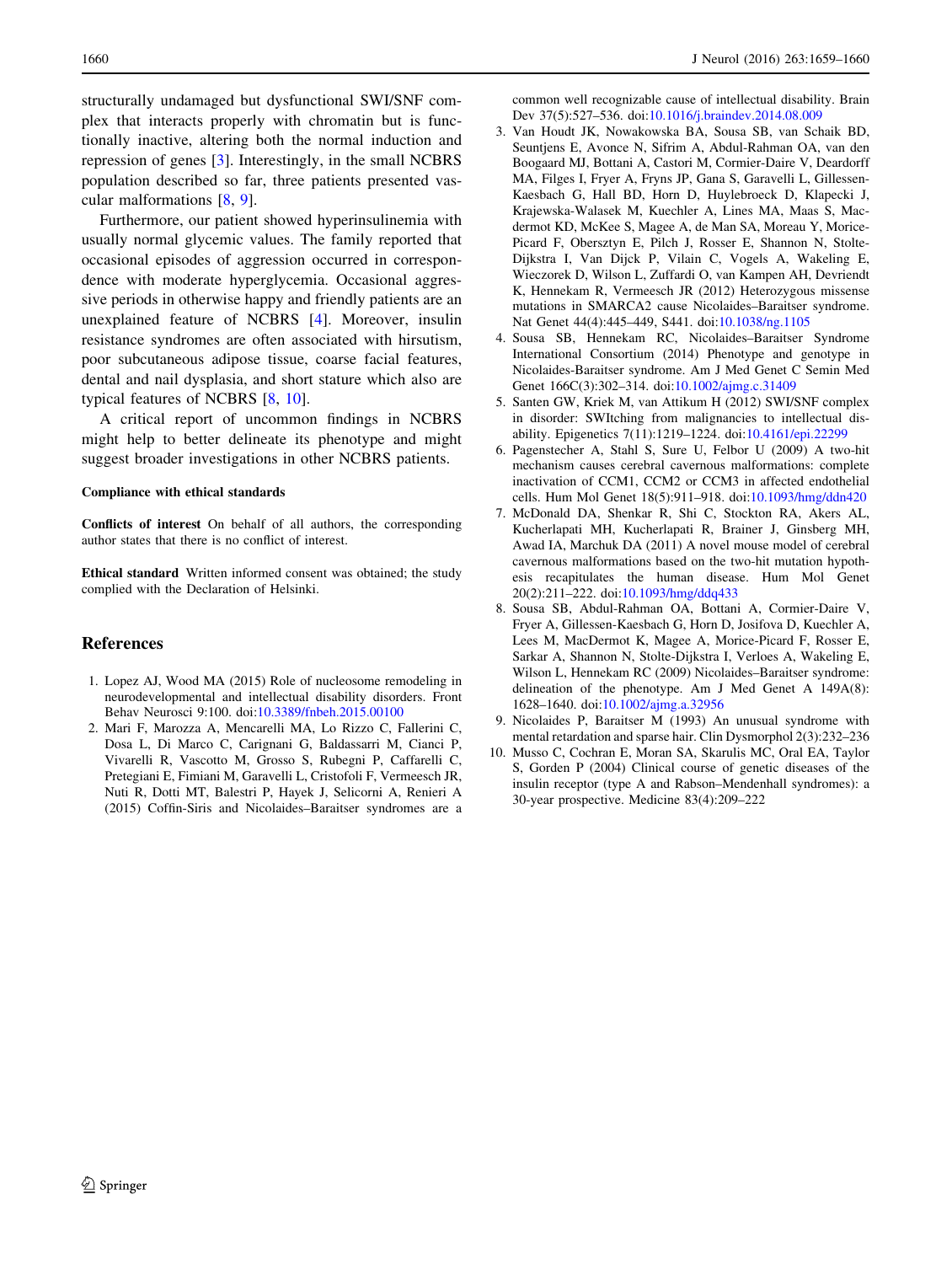structurally undamaged but dysfunctional SWI/SNF complex that interacts properly with chromatin but is functionally inactive, altering both the normal induction and repression of genes [3]. Interestingly, in the small NCBRS population described so far, three patients presented vascular malformations [8, 9].

Furthermore, our patient showed hyperinsulinemia with usually normal glycemic values. The family reported that occasional episodes of aggression occurred in correspondence with moderate hyperglycemia. Occasional aggressive periods in otherwise happy and friendly patients are an unexplained feature of NCBRS [4]. Moreover, insulin resistance syndromes are often associated with hirsutism, poor subcutaneous adipose tissue, coarse facial features, dental and nail dysplasia, and short stature which also are typical features of NCBRS [8, 10].

A critical report of uncommon findings in NCBRS might help to better delineate its phenotype and might suggest broader investigations in other NCBRS patients.

#### Compliance with ethical standards

**Conflicts of interest** On behalf of all authors, the corresponding author states that there is no conflict of interest.

**Ethical standard** Written informed consent was obtained; the study complied with the Declaration of Helsinki.

## References

1. Lopez AJ, Wood MA (2015) Role of nucleosome remodeling in neurodevelopmental and intellectual disability disorders. Front Behav Neurosci 9:100. doi:10.3389/fnbeh.2015.00100
2. Mari F, Marozza A, Mencarelli MA, Lo Rizzo C, Fallerini C, Dosa L, Di Marco C, Carignani G, Baldassarri M, Cianci P, Vivarelli R, Vascotto M, Grosso S, Rubegni P, Caffarelli C, Pretegiani E, Fimiani M, Garavelli L, Cristofoli F, Vermeesch JR, Nuti R, Dotti MT, Balestri P, Hayek J, Selicorni A, Renieri A (2015) Coffin-Siris and Nicolaides–Baraitser syndromes are a common well recognizable cause of intellectual disability. Brain Dev 37(5):527–536. doi:10.1016/j.braindev.2014.08.009
3. Van Houdt JK, Nowakowska BA, Sousa SB, van Schaik BD, Seuntjens E, Avonce N, Sifrim A, Abdul-Rahman OA, van den Boogaard MJ, Bottani A, Castori M, Cormier-Daire V, Deardorff MA, Filges I, Fryer A, Fryns JP, Gana S, Garavelli L, Gillessen-Kaesbach G, Hall BD, Horn D, Huylebroeck D, Klapecki J, Krajewska-Walasek M, Kuechler A, Lines MA, Maas S, Macdermot KD, McKee S, Magee A, de Man SA, Moreau Y, Morice-Picard F, Obersztyn E, Pilch J, Rosser E, Shannon N, Stolte-Dijkstra I, Van Dijck P, Vilain C, Vogels A, Wakeling E, Wieczorek D, Wilson L, Zuffardi O, van Kampen AH, Devriendt K, Hennekam R, Vermeesch JR (2012) Heterozygous missense mutations in SMARCA2 cause Nicolaides–Baraitser syndrome. Nat Genet 44(4):445–449, S441. doi:10.1038/ng.1105
4. Sousa SB, Hennekam RC, Nicolaides-Baraitser Syndrome International Consortium (2014) Phenotype and genotype in Nicolaides-Baraitser syndrome. Am J Med Genet C Semin Med Genet 166C(3):302–314. doi:10.1002/ajmg.c.31409
5. Santen GW, Kriek M, van Attikum H (2012) SWI/SNF complex in disorder: SWItching from malignancies to intellectual disability. Epigenetics 7(11):1219–1224. doi:10.4161/epi.22299
6. Pagenstecher A, Stahl S, Sure U, Felbor U (2009) A two-hit mechanism causes cerebral cavernous malformations: complete inactivation of CCM1, CCM2 or CCM3 in affected endothelial cells. Hum Mol Genet 18(5):911–918. doi:10.1093/hmg/ddn420
7. McDonald DA, Shenkar R, Shi C, Stockton RA, Akers AL, Kucherlapati MH, Kucherlapati R, Brainer J, Ginsberg MH, Awad IA, Marchuk DA (2011) A novel mouse model of cerebral cavernous malformations based on the two-hit mutation hypothesis recapitulates the human disease. Hum Mol Genet 20(2):211–222. doi:10.1093/hmg/ddq433
8. Sousa SB, Abdul-Rahman OA, Bottani A, Cormier-Daire V, Fryer A, Gillessen-Kaesbach G, Horn D, Josifova D, Kuechler A, Lees M, MacDermot K, Magee A, Morice-Picard F, Rosser E, Sarkar A, Shannon N, Stolte-Dijkstra I, Verloes A, Wakeling E, Wilson L, Hennekam RC (2009) Nicolaides–Baraitser syndrome: delineation of the phenotype. Am J Med Genet A 149A(8): 1628–1640. doi:10.1002/ajmg.a.32956
9. Nicolaides P, Baraitser M (1993) An unusual syndrome with mental retardation and sparse hair. Clin Dysmorphol 2(3):232–236
10. Musso C, Cochran E, Moran SA, Skarulis MC, Oral EA, Taylor S, Gorden P (2004) Clinical course of genetic diseases of the insulin receptor (type A and Rabson–Mendenhall syndromes): a 30-year prospective. Medicine 83(4):209–222